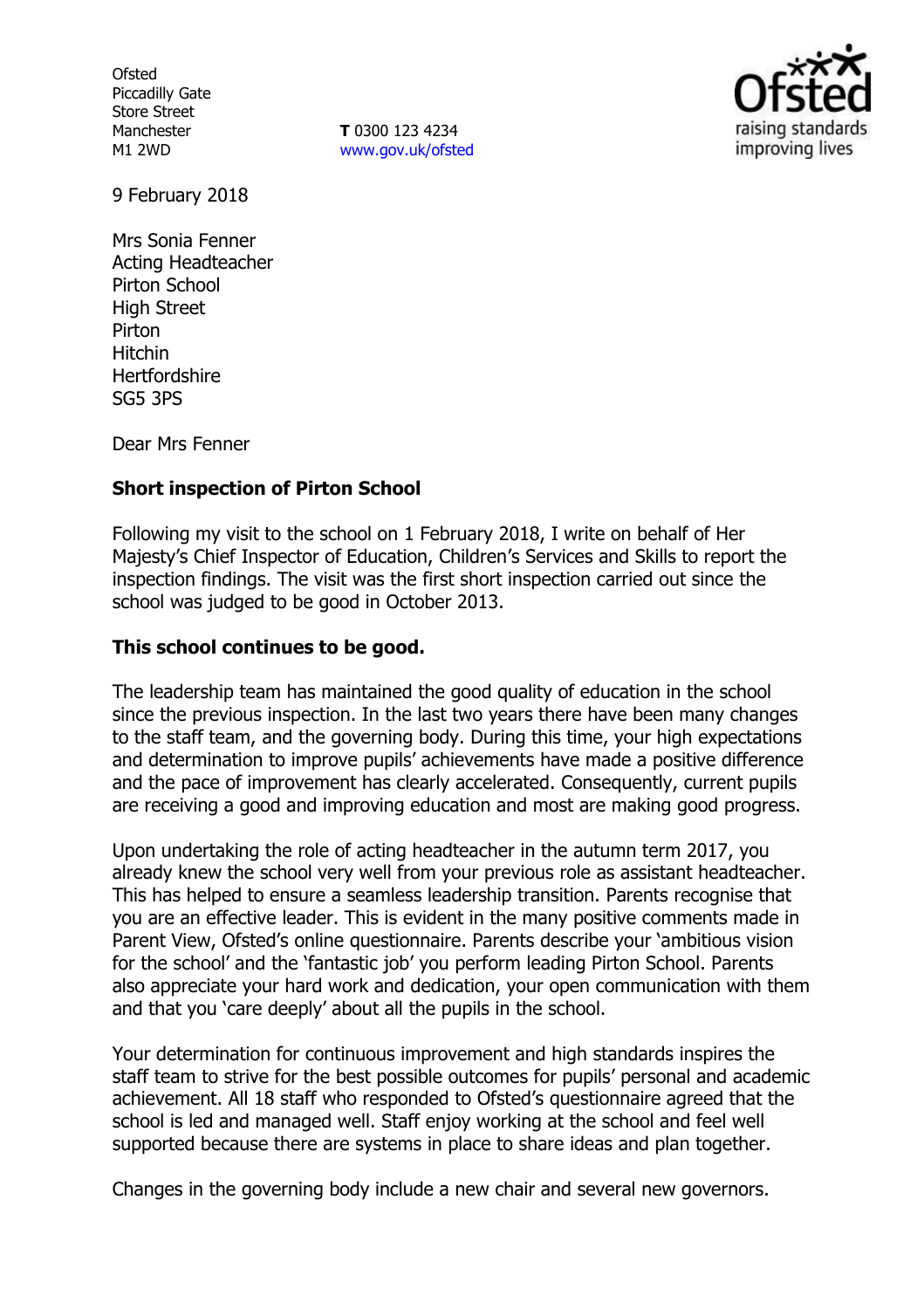Ofsted
Piccadilly Gate
Store Street
Manchester
M1 2WD

**T** 0300 123 4234
www.gov.uk/ofsted

9 February 2018

Mrs Sonia Fenner
Acting Headteacher
Pirton School
High Street
Pirton
Hitchin
Hertfordshire
SG5 3PS

Dear Mrs Fenner

**Short inspection of Pirton School**

Following my visit to the school on 1 February 2018, I write on behalf of Her Majesty's Chief Inspector of Education, Children's Services and Skills to report the inspection findings. The visit was the first short inspection carried out since the school was judged to be good in October 2013.

**This school continues to be good.**

The leadership team has maintained the good quality of education in the school since the previous inspection. In the last two years there have been many changes to the staff team, and the governing body. During this time, your high expectations and determination to improve pupils' achievements have made a positive difference and the pace of improvement has clearly accelerated. Consequently, current pupils are receiving a good and improving education and most are making good progress.

Upon undertaking the role of acting headteacher in the autumn term 2017, you already knew the school very well from your previous role as assistant headteacher. This has helped to ensure a seamless leadership transition. Parents recognise that you are an effective leader. This is evident in the many positive comments made in Parent View, Ofsted's online questionnaire. Parents describe your 'ambitious vision for the school' and the 'fantastic job' you perform leading Pirton School. Parents also appreciate your hard work and dedication, your open communication with them and that you 'care deeply' about all the pupils in the school.

Your determination for continuous improvement and high standards inspires the staff team to strive for the best possible outcomes for pupils' personal and academic achievement. All 18 staff who responded to Ofsted's questionnaire agreed that the school is led and managed well. Staff enjoy working at the school and feel well supported because there are systems in place to share ideas and plan together.

Changes in the governing body include a new chair and several new governors.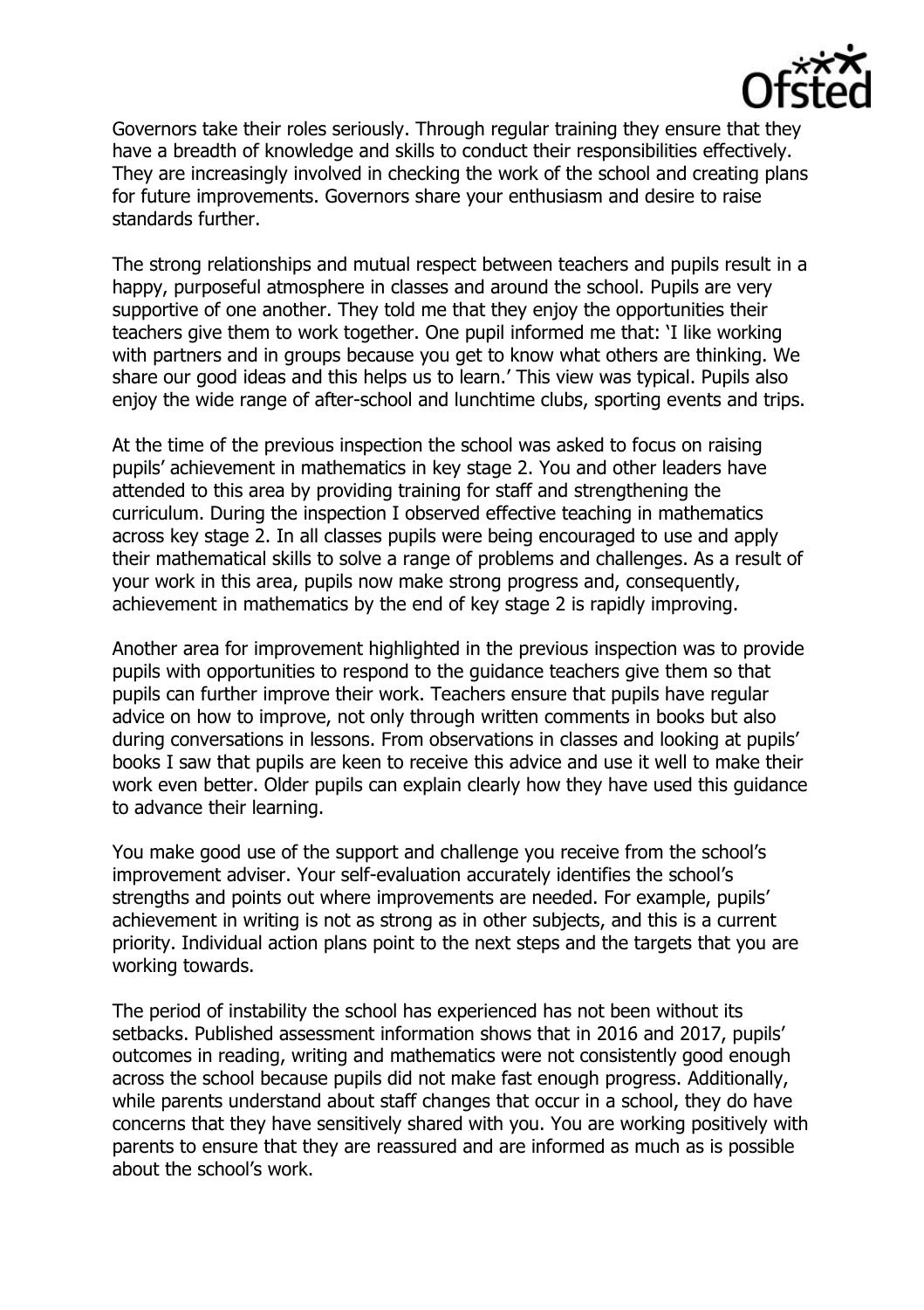Governors take their roles seriously. Through regular training they ensure that they have a breadth of knowledge and skills to conduct their responsibilities effectively. They are increasingly involved in checking the work of the school and creating plans for future improvements. Governors share your enthusiasm and desire to raise standards further.

The strong relationships and mutual respect between teachers and pupils result in a happy, purposeful atmosphere in classes and around the school. Pupils are very supportive of one another. They told me that they enjoy the opportunities their teachers give them to work together. One pupil informed me that: 'I like working with partners and in groups because you get to know what others are thinking. We share our good ideas and this helps us to learn.' This view was typical. Pupils also enjoy the wide range of after-school and lunchtime clubs, sporting events and trips.

At the time of the previous inspection the school was asked to focus on raising pupils' achievement in mathematics in key stage 2. You and other leaders have attended to this area by providing training for staff and strengthening the curriculum. During the inspection I observed effective teaching in mathematics across key stage 2. In all classes pupils were being encouraged to use and apply their mathematical skills to solve a range of problems and challenges. As a result of your work in this area, pupils now make strong progress and, consequently, achievement in mathematics by the end of key stage 2 is rapidly improving.

Another area for improvement highlighted in the previous inspection was to provide pupils with opportunities to respond to the guidance teachers give them so that pupils can further improve their work. Teachers ensure that pupils have regular advice on how to improve, not only through written comments in books but also during conversations in lessons. From observations in classes and looking at pupils' books I saw that pupils are keen to receive this advice and use it well to make their work even better. Older pupils can explain clearly how they have used this guidance to advance their learning.

You make good use of the support and challenge you receive from the school's improvement adviser. Your self-evaluation accurately identifies the school's strengths and points out where improvements are needed. For example, pupils' achievement in writing is not as strong as in other subjects, and this is a current priority. Individual action plans point to the next steps and the targets that you are working towards.

The period of instability the school has experienced has not been without its setbacks. Published assessment information shows that in 2016 and 2017, pupils' outcomes in reading, writing and mathematics were not consistently good enough across the school because pupils did not make fast enough progress. Additionally, while parents understand about staff changes that occur in a school, they do have concerns that they have sensitively shared with you. You are working positively with parents to ensure that they are reassured and are informed as much as is possible about the school's work.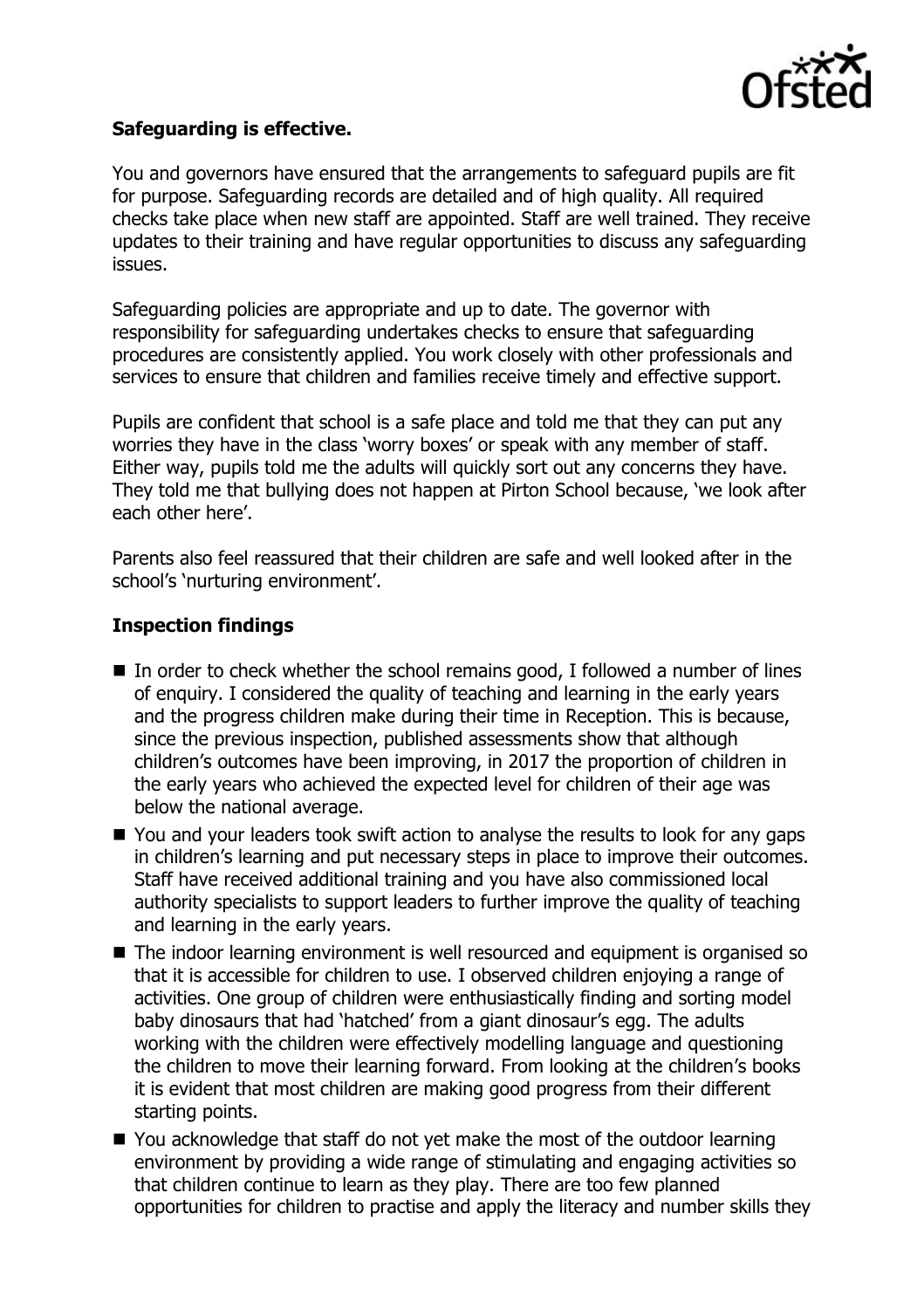**Safeguarding is effective.**

You and governors have ensured that the arrangements to safeguard pupils are fit for purpose. Safeguarding records are detailed and of high quality. All required checks take place when new staff are appointed. Staff are well trained. They receive updates to their training and have regular opportunities to discuss any safeguarding issues.

Safeguarding policies are appropriate and up to date. The governor with responsibility for safeguarding undertakes checks to ensure that safeguarding procedures are consistently applied. You work closely with other professionals and services to ensure that children and families receive timely and effective support.

Pupils are confident that school is a safe place and told me that they can put any worries they have in the class 'worry boxes' or speak with any member of staff. Either way, pupils told me the adults will quickly sort out any concerns they have. They told me that bullying does not happen at Pirton School because, 'we look after each other here'.

Parents also feel reassured that their children are safe and well looked after in the school's 'nurturing environment'.

**Inspection findings**

- In order to check whether the school remains good, I followed a number of lines of enquiry. I considered the quality of teaching and learning in the early years and the progress children make during their time in Reception. This is because, since the previous inspection, published assessments show that although children's outcomes have been improving, in 2017 the proportion of children in the early years who achieved the expected level for children of their age was below the national average.
- You and your leaders took swift action to analyse the results to look for any gaps in children's learning and put necessary steps in place to improve their outcomes. Staff have received additional training and you have also commissioned local authority specialists to support leaders to further improve the quality of teaching and learning in the early years.
- The indoor learning environment is well resourced and equipment is organised so that it is accessible for children to use. I observed children enjoying a range of activities. One group of children were enthusiastically finding and sorting model baby dinosaurs that had 'hatched' from a giant dinosaur's egg. The adults working with the children were effectively modelling language and questioning the children to move their learning forward. From looking at the children's books it is evident that most children are making good progress from their different starting points.
- You acknowledge that staff do not yet make the most of the outdoor learning environment by providing a wide range of stimulating and engaging activities so that children continue to learn as they play. There are too few planned opportunities for children to practise and apply the literacy and number skills they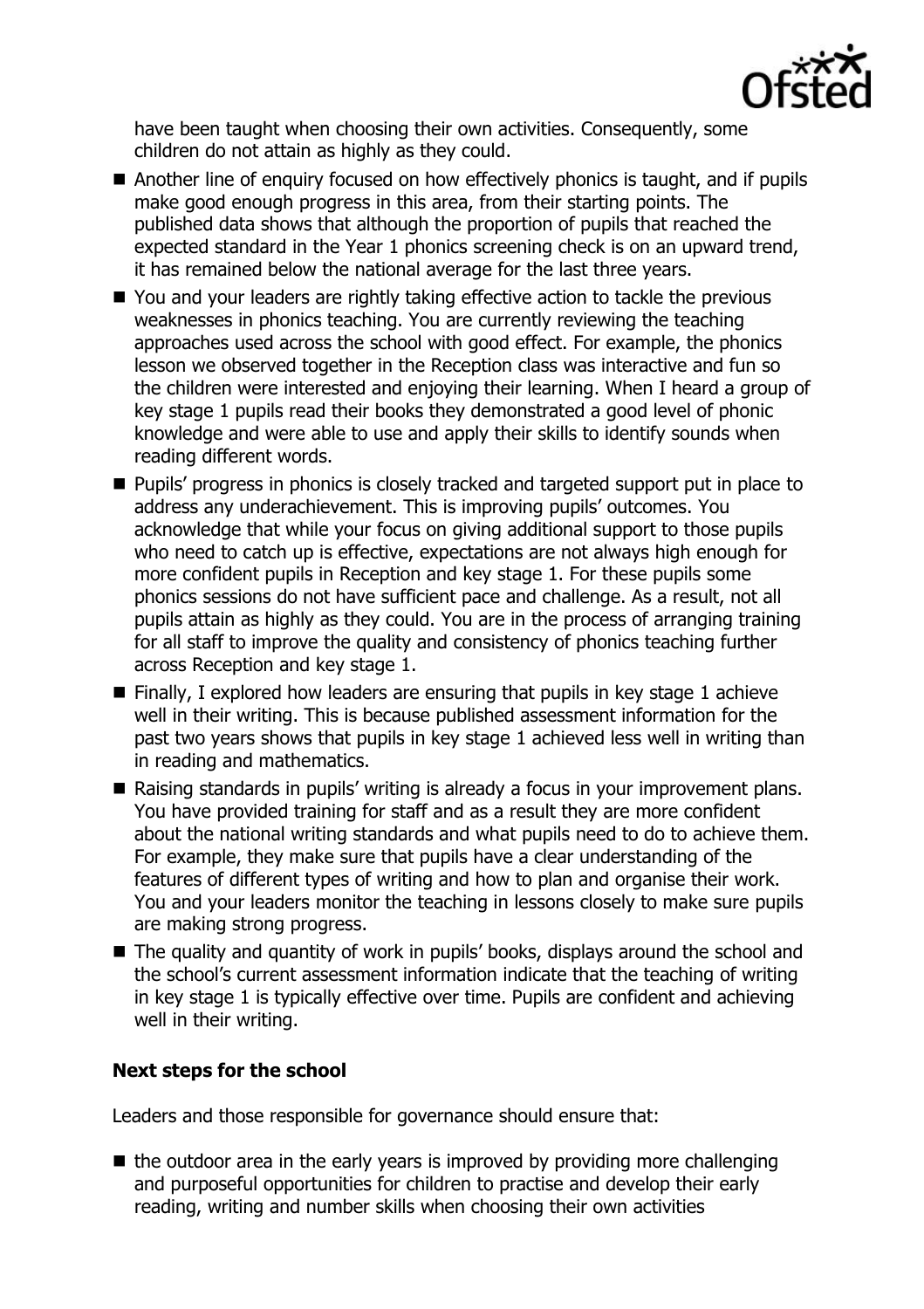have been taught when choosing their own activities. Consequently, some children do not attain as highly as they could.

- Another line of enquiry focused on how effectively phonics is taught, and if pupils make good enough progress in this area, from their starting points. The published data shows that although the proportion of pupils that reached the expected standard in the Year 1 phonics screening check is on an upward trend, it has remained below the national average for the last three years.
- You and your leaders are rightly taking effective action to tackle the previous weaknesses in phonics teaching. You are currently reviewing the teaching approaches used across the school with good effect. For example, the phonics lesson we observed together in the Reception class was interactive and fun so the children were interested and enjoying their learning. When I heard a group of key stage 1 pupils read their books they demonstrated a good level of phonic knowledge and were able to use and apply their skills to identify sounds when reading different words.
- Pupils' progress in phonics is closely tracked and targeted support put in place to address any underachievement. This is improving pupils' outcomes. You acknowledge that while your focus on giving additional support to those pupils who need to catch up is effective, expectations are not always high enough for more confident pupils in Reception and key stage 1. For these pupils some phonics sessions do not have sufficient pace and challenge. As a result, not all pupils attain as highly as they could. You are in the process of arranging training for all staff to improve the quality and consistency of phonics teaching further across Reception and key stage 1.
- Finally, I explored how leaders are ensuring that pupils in key stage 1 achieve well in their writing. This is because published assessment information for the past two years shows that pupils in key stage 1 achieved less well in writing than in reading and mathematics.
- Raising standards in pupils' writing is already a focus in your improvement plans. You have provided training for staff and as a result they are more confident about the national writing standards and what pupils need to do to achieve them. For example, they make sure that pupils have a clear understanding of the features of different types of writing and how to plan and organise their work. You and your leaders monitor the teaching in lessons closely to make sure pupils are making strong progress.
- The quality and quantity of work in pupils' books, displays around the school and the school's current assessment information indicate that the teaching of writing in key stage 1 is typically effective over time. Pupils are confident and achieving well in their writing.

### Next steps for the school

Leaders and those responsible for governance should ensure that:

- the outdoor area in the early years is improved by providing more challenging and purposeful opportunities for children to practise and develop their early reading, writing and number skills when choosing their own activities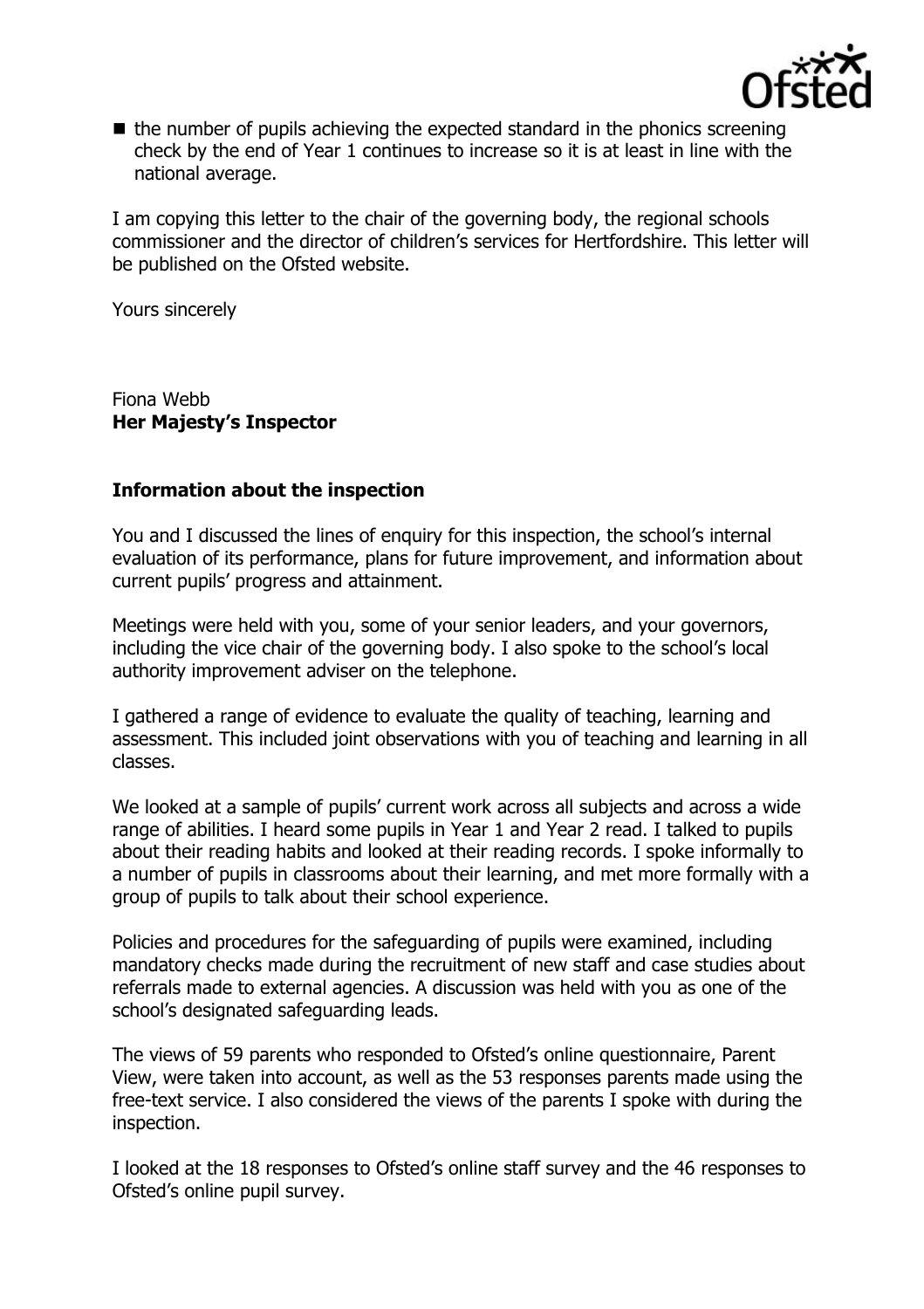- the number of pupils achieving the expected standard in the phonics screening check by the end of Year 1 continues to increase so it is at least in line with the national average.

I am copying this letter to the chair of the governing body, the regional schools commissioner and the director of children's services for Hertfordshire. This letter will be published on the Ofsted website.

Yours sincerely

Fiona Webb
**Her Majesty's Inspector**

## Information about the inspection

You and I discussed the lines of enquiry for this inspection, the school's internal evaluation of its performance, plans for future improvement, and information about current pupils' progress and attainment.

Meetings were held with you, some of your senior leaders, and your governors, including the vice chair of the governing body. I also spoke to the school's local authority improvement adviser on the telephone.

I gathered a range of evidence to evaluate the quality of teaching, learning and assessment. This included joint observations with you of teaching and learning in all classes.

We looked at a sample of pupils' current work across all subjects and across a wide range of abilities. I heard some pupils in Year 1 and Year 2 read. I talked to pupils about their reading habits and looked at their reading records. I spoke informally to a number of pupils in classrooms about their learning, and met more formally with a group of pupils to talk about their school experience.

Policies and procedures for the safeguarding of pupils were examined, including mandatory checks made during the recruitment of new staff and case studies about referrals made to external agencies. A discussion was held with you as one of the school's designated safeguarding leads.

The views of 59 parents who responded to Ofsted's online questionnaire, Parent View, were taken into account, as well as the 53 responses parents made using the free-text service. I also considered the views of the parents I spoke with during the inspection.

I looked at the 18 responses to Ofsted's online staff survey and the 46 responses to Ofsted's online pupil survey.